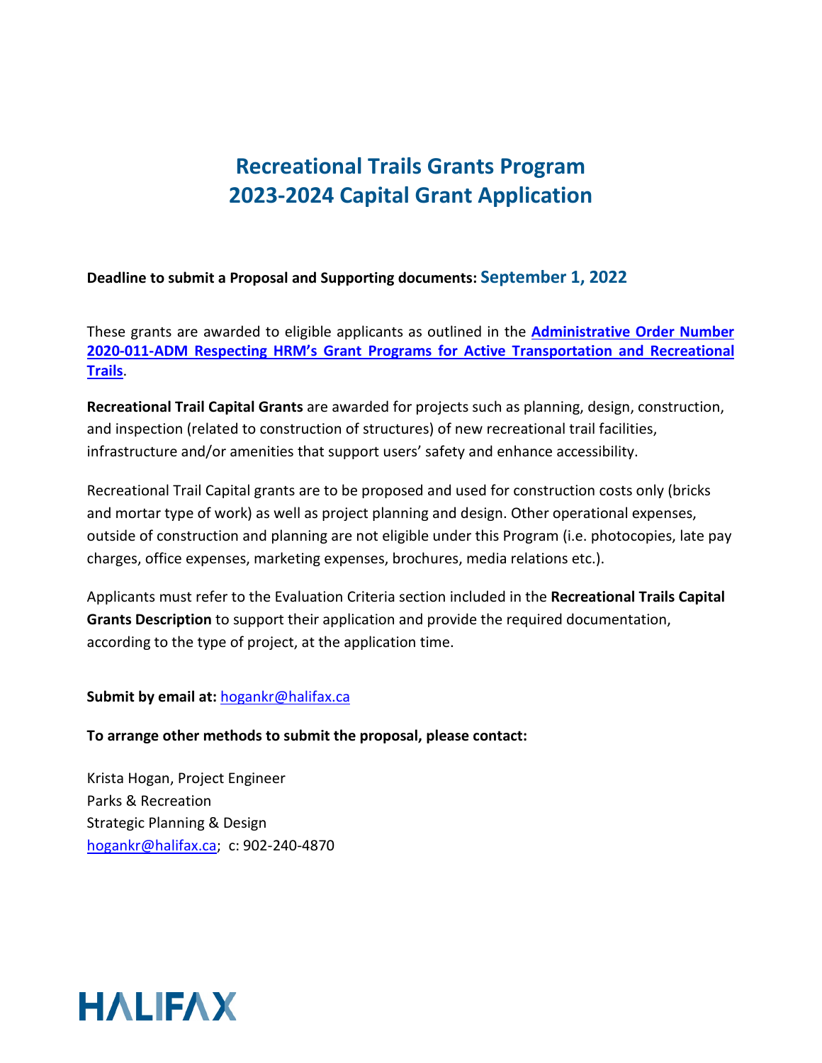# Recreational Trails Grants Program
# 2023-2024 Capital Grant Application

**Deadline to submit a Proposal and Supporting documents:** **September 1, 2022**

These grants are awarded to eligible applicants as outlined in the **[Administrative Order Number 2020-011-ADM Respecting HRM's Grant Programs for Active Transportation and Recreational Trails]()**.

**Recreational Trail Capital Grants** are awarded for projects such as planning, design, construction, and inspection (related to construction of structures) of new recreational trail facilities, infrastructure and/or amenities that support users' safety and enhance accessibility.

Recreational Trail Capital grants are to be proposed and used for construction costs only (bricks and mortar type of work) as well as project planning and design. Other operational expenses, outside of construction and planning are not eligible under this Program (i.e. photocopies, late pay charges, office expenses, marketing expenses, brochures, media relations etc.).

Applicants must refer to the Evaluation Criteria section included in the **Recreational Trails Capital Grants Description** to support their application and provide the required documentation, according to the type of project, at the application time.

**Submit by email at:** hogankr@halifax.ca

**To arrange other methods to submit the proposal, please contact:**

Krista Hogan, Project Engineer
Parks & Recreation
Strategic Planning & Design
hogankr@halifax.ca; c: 902-240-4870

HALIFAX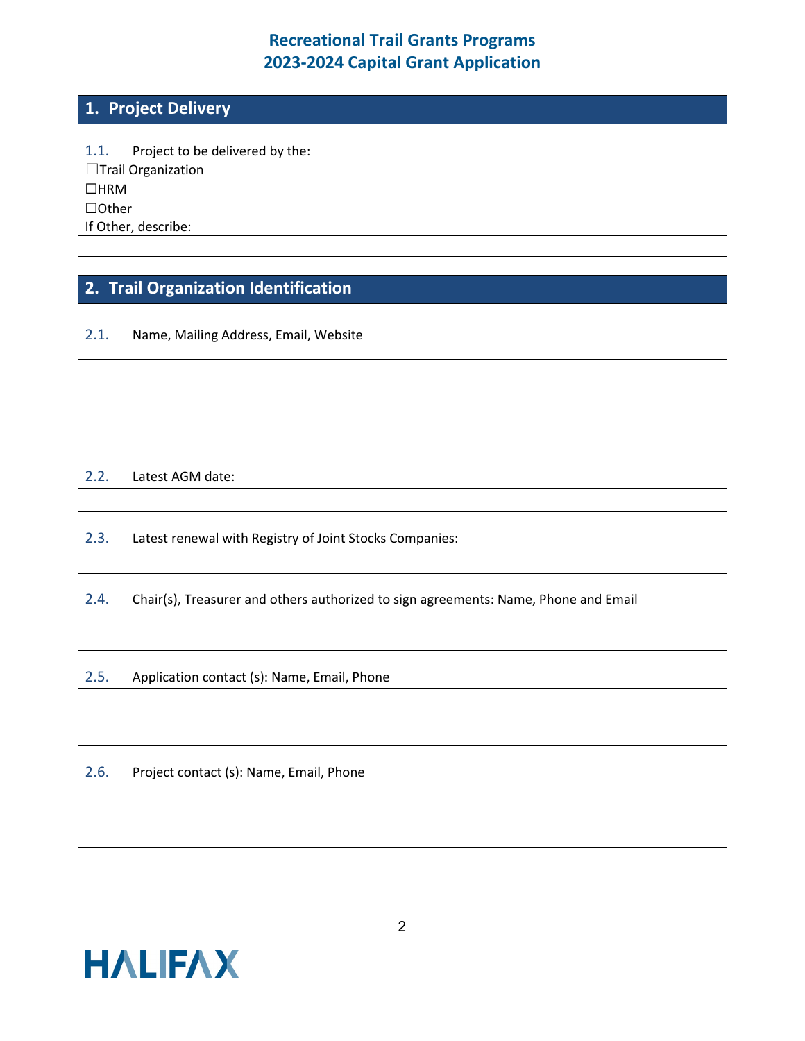# Recreational Trail Grants Programs
# 2023-2024 Capital Grant Application

## 1. Project Delivery

1.1. Project to be delivered by the:

☐Trail Organization

☐HRM

☐Other

If Other, describe:

## 2. Trail Organization Identification

2.1. Name, Mailing Address, Email, Website

2.2. Latest AGM date:

2.3. Latest renewal with Registry of Joint Stocks Companies:

2.4. Chair(s), Treasurer and others authorized to sign agreements: Name, Phone and Email

2.5. Application contact (s): Name, Email, Phone

2.6. Project contact (s): Name, Email, Phone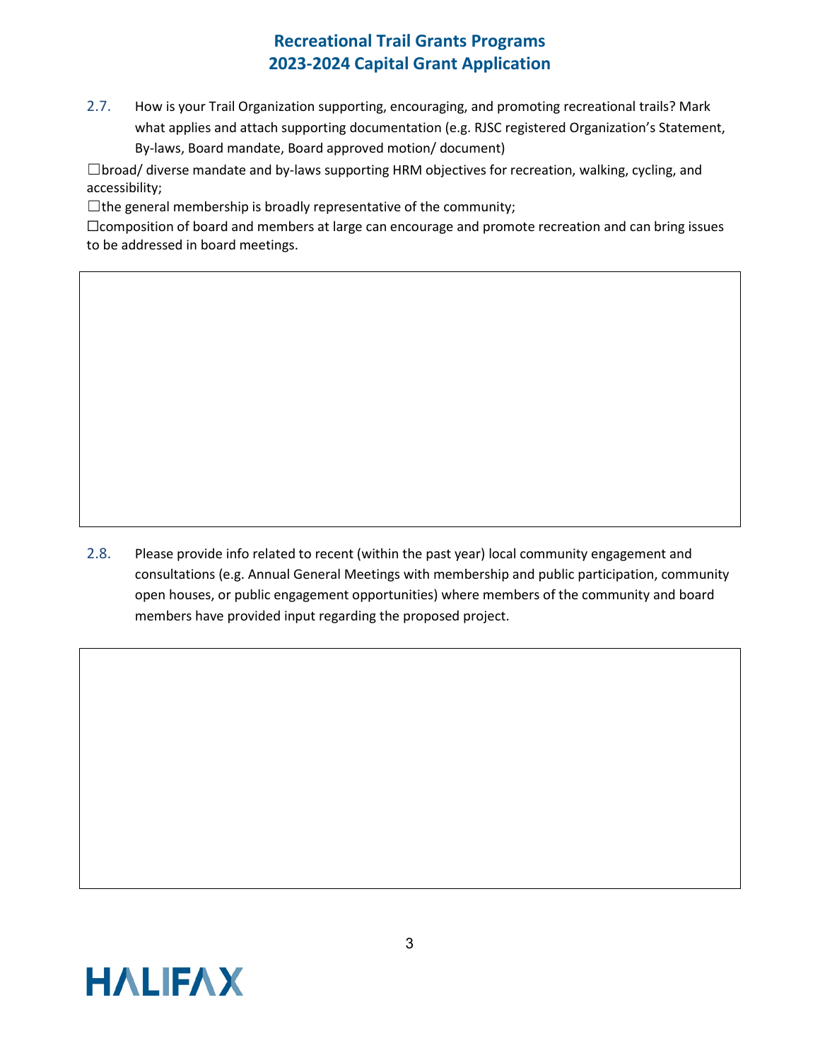2.7. How is your Trail Organization supporting, encouraging, and promoting recreational trails? Mark what applies and attach supporting documentation (e.g. RJSC registered Organization's Statement, By-laws, Board mandate, Board approved motion/ document)

☐broad/ diverse mandate and by-laws supporting HRM objectives for recreation, walking, cycling, and accessibility;

☐the general membership is broadly representative of the community;

☐composition of board and members at large can encourage and promote recreation and can bring issues to be addressed in board meetings.

2.8. Please provide info related to recent (within the past year) local community engagement and consultations (e.g. Annual General Meetings with membership and public participation, community open houses, or public engagement opportunities) where members of the community and board members have provided input regarding the proposed project.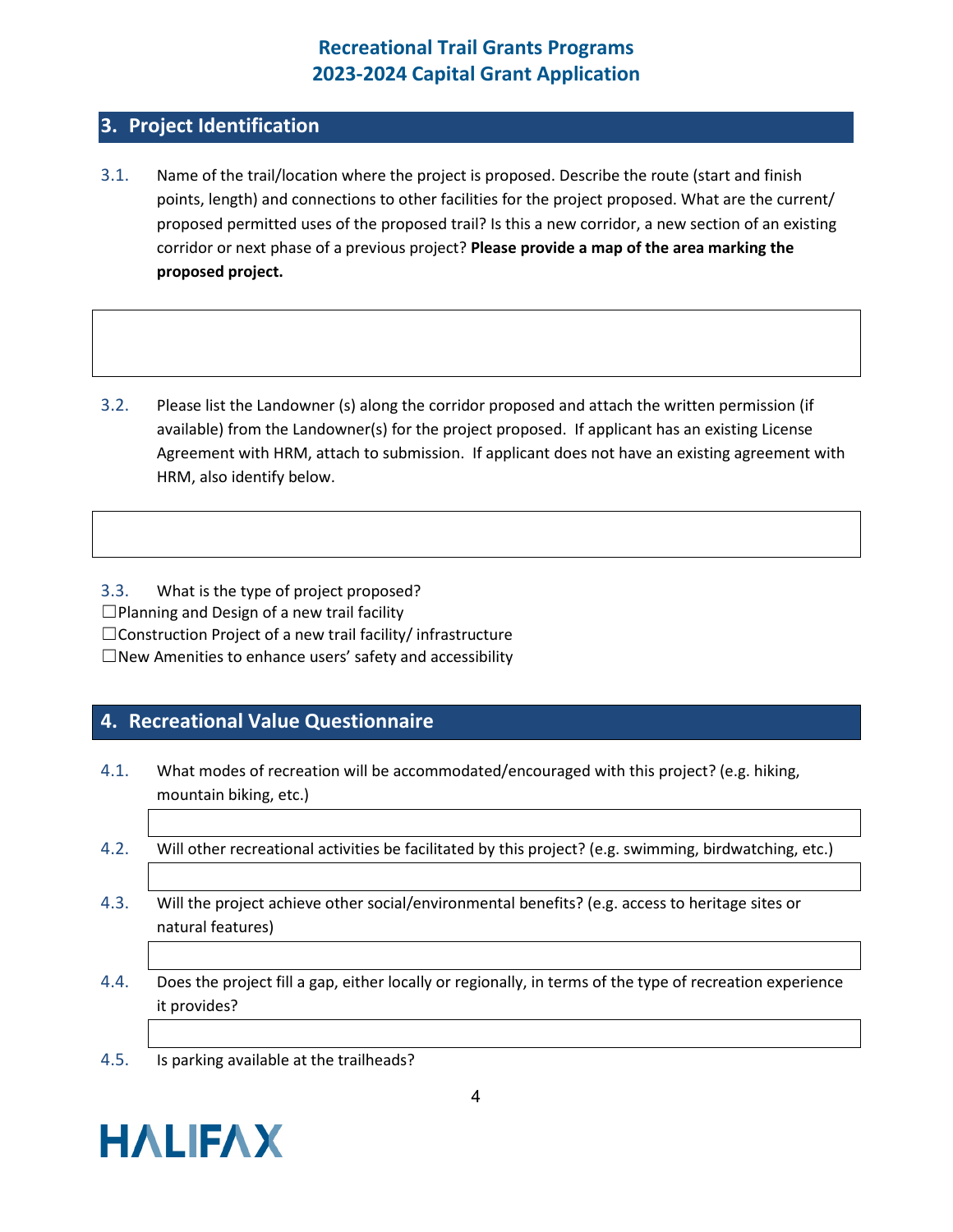# Recreational Trail Grants Programs
# 2023-2024 Capital Grant Application

## 3. Project Identification

3.1. Name of the trail/location where the project is proposed. Describe the route (start and finish points, length) and connections to other facilities for the project proposed. What are the current/ proposed permitted uses of the proposed trail? Is this a new corridor, a new section of an existing corridor or next phase of a previous project? **Please provide a map of the area marking the proposed project.**

3.2. Please list the Landowner (s) along the corridor proposed and attach the written permission (if available) from the Landowner(s) for the project proposed. If applicant has an existing License Agreement with HRM, attach to submission. If applicant does not have an existing agreement with HRM, also identify below.

3.3. What is the type of project proposed?

☐Planning and Design of a new trail facility
☐Construction Project of a new trail facility/ infrastructure
☐New Amenities to enhance users' safety and accessibility

## 4. Recreational Value Questionnaire

4.1. What modes of recreation will be accommodated/encouraged with this project? (e.g. hiking, mountain biking, etc.)

4.2. Will other recreational activities be facilitated by this project? (e.g. swimming, birdwatching, etc.)

4.3. Will the project achieve other social/environmental benefits? (e.g. access to heritage sites or natural features)

4.4. Does the project fill a gap, either locally or regionally, in terms of the type of recreation experience it provides?

4.5. Is parking available at the trailheads?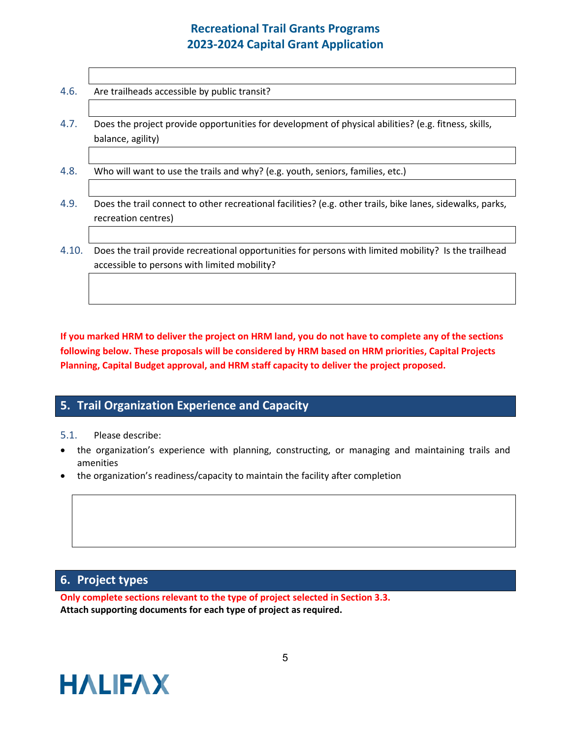4.6. Are trailheads accessible by public transit?

4.7. Does the project provide opportunities for development of physical abilities? (e.g. fitness, skills, balance, agility)

4.8. Who will want to use the trails and why? (e.g. youth, seniors, families, etc.)

4.9. Does the trail connect to other recreational facilities? (e.g. other trails, bike lanes, sidewalks, parks, recreation centres)

4.10. Does the trail provide recreational opportunities for persons with limited mobility? Is the trailhead accessible to persons with limited mobility?

**If you marked HRM to deliver the project on HRM land, you do not have to complete any of the sections following below. These proposals will be considered by HRM based on HRM priorities, Capital Projects Planning, Capital Budget approval, and HRM staff capacity to deliver the project proposed.**

## 5. Trail Organization Experience and Capacity

5.1. Please describe:

- the organization's experience with planning, constructing, or managing and maintaining trails and amenities
- the organization's readiness/capacity to maintain the facility after completion

## 6. Project types

**Only complete sections relevant to the type of project selected in Section 3.3.**
**Attach supporting documents for each type of project as required.**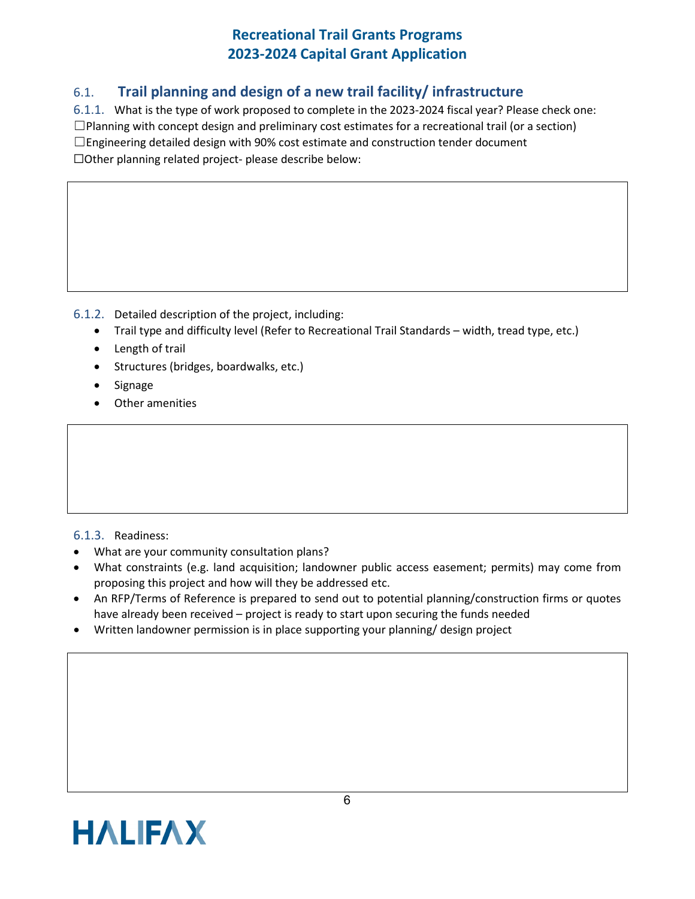## 6.1. Trail planning and design of a new trail facility/ infrastructure

6.1.1. What is the type of work proposed to complete in the 2023-2024 fiscal year? Please check one:

☐Planning with concept design and preliminary cost estimates for a recreational trail (or a section)

☐Engineering detailed design with 90% cost estimate and construction tender document

☐Other planning related project- please describe below:

6.1.2. Detailed description of the project, including:

- Trail type and difficulty level (Refer to Recreational Trail Standards – width, tread type, etc.)
- Length of trail
- Structures (bridges, boardwalks, etc.)
- Signage
- Other amenities

6.1.3. Readiness:

- What are your community consultation plans?
- What constraints (e.g. land acquisition; landowner public access easement; permits) may come from proposing this project and how will they be addressed etc.
- An RFP/Terms of Reference is prepared to send out to potential planning/construction firms or quotes have already been received – project is ready to start upon securing the funds needed
- Written landowner permission is in place supporting your planning/ design project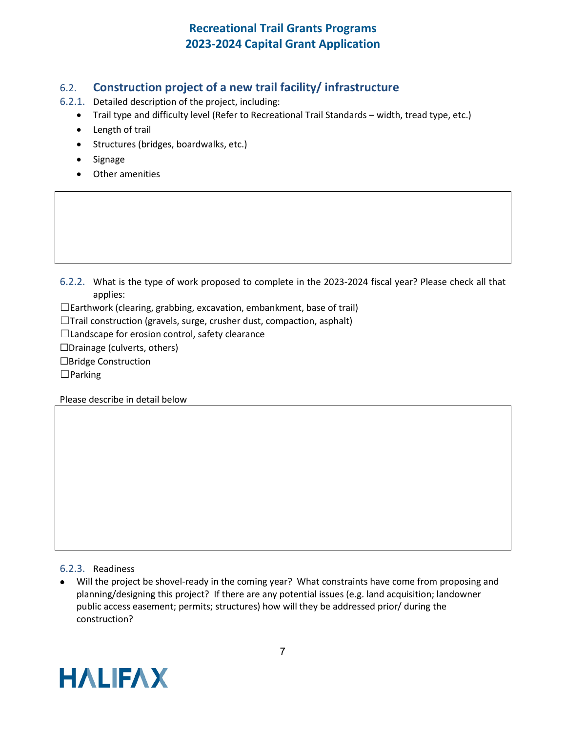### 6.2. Construction project of a new trail facility/ infrastructure

6.2.1. Detailed description of the project, including:

- Trail type and difficulty level (Refer to Recreational Trail Standards – width, tread type, etc.)
- Length of trail
- Structures (bridges, boardwalks, etc.)
- Signage
- Other amenities

6.2.2. What is the type of work proposed to complete in the 2023-2024 fiscal year? Please check all that applies:

☐Earthwork (clearing, grabbing, excavation, embankment, base of trail)
☐Trail construction (gravels, surge, crusher dust, compaction, asphalt)
☐Landscape for erosion control, safety clearance
☐Drainage (culverts, others)
☐Bridge Construction
☐Parking

Please describe in detail below

6.2.3. Readiness

- Will the project be shovel-ready in the coming year? What constraints have come from proposing and planning/designing this project? If there are any potential issues (e.g. land acquisition; landowner public access easement; permits; structures) how will they be addressed prior/ during the construction?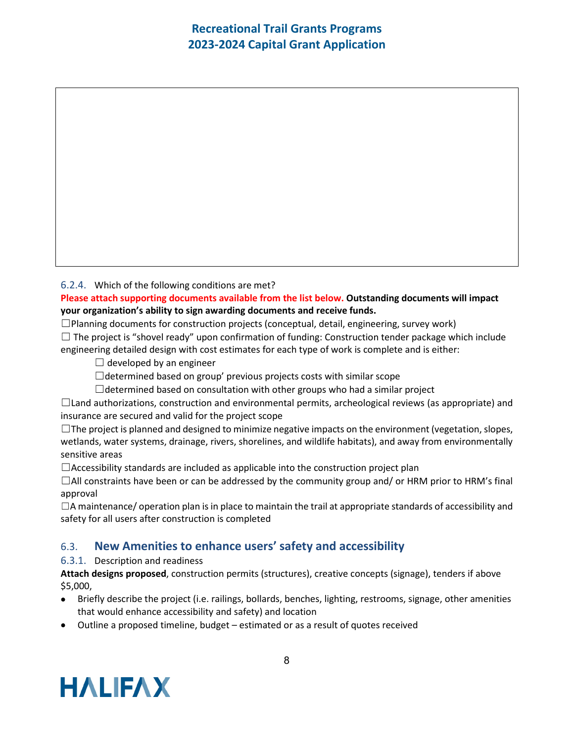6.2.4. Which of the following conditions are met?

**Please attach supporting documents available from the list below. Outstanding documents will impact your organization's ability to sign awarding documents and receive funds.**

☐Planning documents for construction projects (conceptual, detail, engineering, survey work)

☐ The project is "shovel ready" upon confirmation of funding: Construction tender package which include engineering detailed design with cost estimates for each type of work is complete and is either:

- ☐ developed by an engineer
- ☐determined based on group' previous projects costs with similar scope
- ☐determined based on consultation with other groups who had a similar project

☐Land authorizations, construction and environmental permits, archeological reviews (as appropriate) and insurance are secured and valid for the project scope

☐The project is planned and designed to minimize negative impacts on the environment (vegetation, slopes, wetlands, water systems, drainage, rivers, shorelines, and wildlife habitats), and away from environmentally sensitive areas

☐Accessibility standards are included as applicable into the construction project plan

☐All constraints have been or can be addressed by the community group and/ or HRM prior to HRM's final approval

☐A maintenance/ operation plan is in place to maintain the trail at appropriate standards of accessibility and safety for all users after construction is completed

## 6.3. New Amenities to enhance users' safety and accessibility

6.3.1. Description and readiness

**Attach designs proposed**, construction permits (structures), creative concepts (signage), tenders if above $5,000,

- Briefly describe the project (i.e. railings, bollards, benches, lighting, restrooms, signage, other amenities that would enhance accessibility and safety) and location
- Outline a proposed timeline, budget – estimated or as a result of quotes received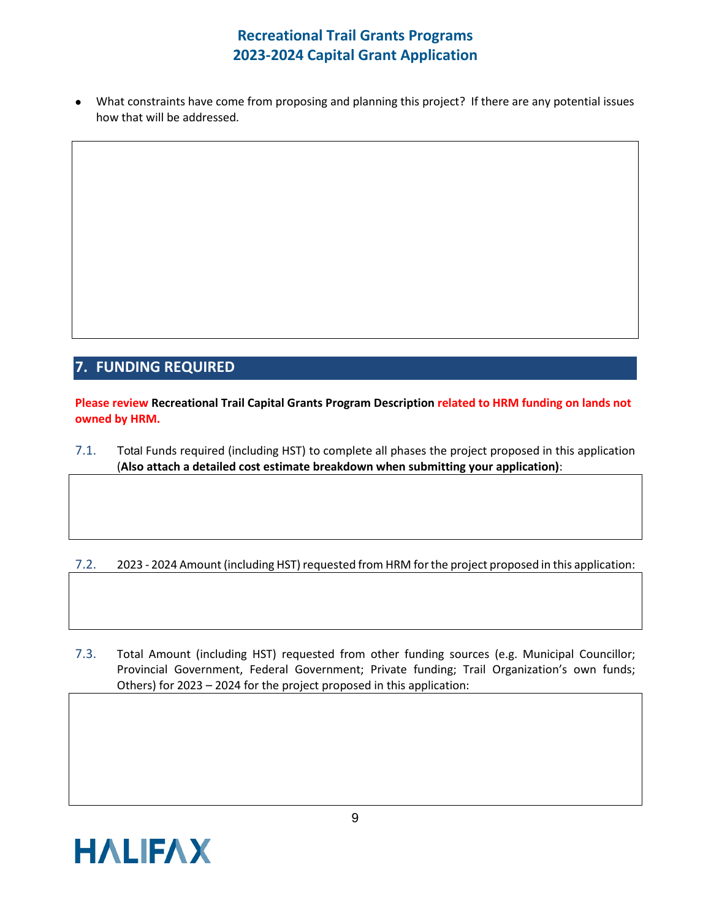- What constraints have come from proposing and planning this project? If there are any potential issues how that will be addressed.

## 7. FUNDING REQUIRED

**Please review Recreational Trail Capital Grants Program Description related to HRM funding on lands not owned by HRM.**

7.1. Total Funds required (including HST) to complete all phases the project proposed in this application (**Also attach a detailed cost estimate breakdown when submitting your application)**:

7.2. 2023 - 2024 Amount (including HST) requested from HRM for the project proposed in this application:

7.3. Total Amount (including HST) requested from other funding sources (e.g. Municipal Councillor; Provincial Government, Federal Government; Private funding; Trail Organization's own funds; Others) for 2023 – 2024 for the project proposed in this application: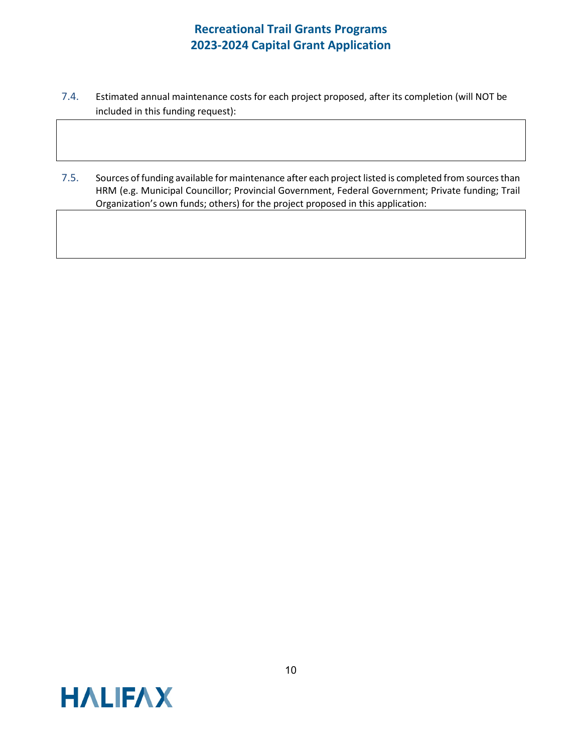7.4. Estimated annual maintenance costs for each project proposed, after its completion (will NOT be included in this funding request):

| |
|---|
| |

7.5. Sources of funding available for maintenance after each project listed is completed from sources than HRM (e.g. Municipal Councillor; Provincial Government, Federal Government; Private funding; Trail Organization's own funds; others) for the project proposed in this application:

| |
|---|
| |